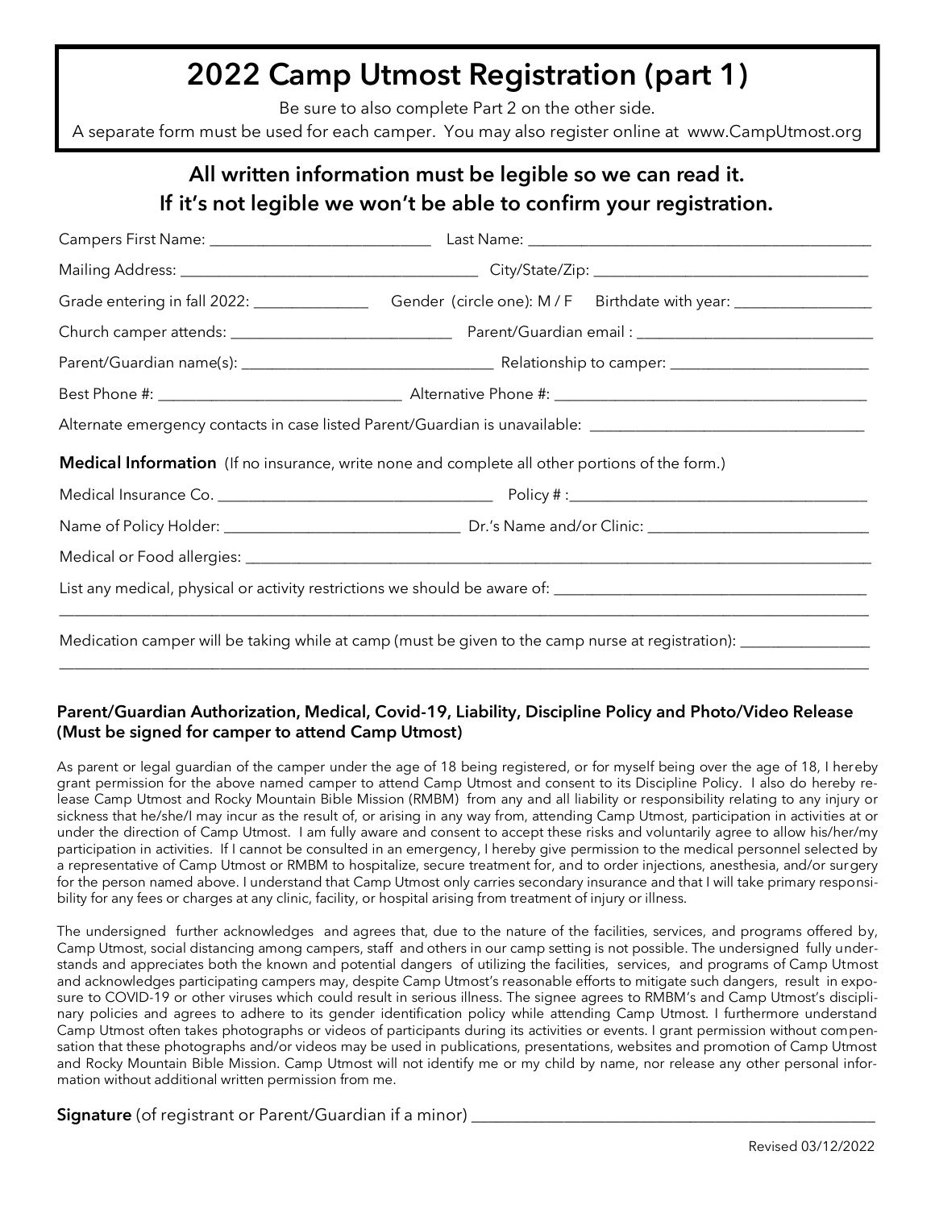# 2022 Camp Utmost Registration (part 1)

Be sure to also complete Part 2 on the other side.

A separate form must be used for each camper. You may also register online at www.CampUtmost.org

## All written information must be legible so we can read it. If it's not legible we won't be able to confirm your registration.

Campers First Name: ____________________________ Last Name: ____________________________________________

Mailing Address: ______________________________________ City/State/Zip: ___________________________________

Grade entering in fall 2022: _______________ Gender (circle one): M / F Birthdate with year: __________________

Church camper attends: _____________________________ Parent/Guardian email : _______________________________

Parent/Guardian name(s): ________________________________ Relationship to camper: __________________________

Best Phone #: _______________________________ Alternative Phone #: ________________________________________

Alternate emergency contacts in case listed Parent/Guardian is unavailable: ____________________________________

**Medical Information** (If no insurance, write none and complete all other portions of the form.)

Medical Insurance Co. ____________________________________ Policy # :______________________________________

Name of Policy Holder: ______________________________ Dr.'s Name and/or Clinic: _____________________________

Medical or Food allergies: _________________________________________________________________________________

List any medical, physical or activity restrictions we should be aware of: _________________________________________

_______________________________________________________________________________________________________

Medication camper will be taking while at camp (must be given to the camp nurse at registration): _________________

_______________________________________________________________________________________________________

### Parent/Guardian Authorization, Medical, Covid-19, Liability, Discipline Policy and Photo/Video Release (Must be signed for camper to attend Camp Utmost)

As parent or legal guardian of the camper under the age of 18 being registered, or for myself being over the age of 18, I hereby grant permission for the above named camper to attend Camp Utmost and consent to its Discipline Policy. I also do hereby release Camp Utmost and Rocky Mountain Bible Mission (RMBM) from any and all liability or responsibility relating to any injury or sickness that he/she/I may incur as the result of, or arising in any way from, attending Camp Utmost, participation in activities at or under the direction of Camp Utmost. I am fully aware and consent to accept these risks and voluntarily agree to allow his/her/my participation in activities. If I cannot be consulted in an emergency, I hereby give permission to the medical personnel selected by a representative of Camp Utmost or RMBM to hospitalize, secure treatment for, and to order injections, anesthesia, and/or surgery for the person named above. I understand that Camp Utmost only carries secondary insurance and that I will take primary responsibility for any fees or charges at any clinic, facility, or hospital arising from treatment of injury or illness.

The undersigned further acknowledges and agrees that, due to the nature of the facilities, services, and programs offered by, Camp Utmost, social distancing among campers, staff and others in our camp setting is not possible. The undersigned fully understands and appreciates both the known and potential dangers of utilizing the facilities, services, and programs of Camp Utmost and acknowledges participating campers may, despite Camp Utmost's reasonable efforts to mitigate such dangers, result in exposure to COVID-19 or other viruses which could result in serious illness. The signee agrees to RMBM's and Camp Utmost's disciplinary policies and agrees to adhere to its gender identification policy while attending Camp Utmost. I furthermore understand Camp Utmost often takes photographs or videos of participants during its activities or events. I grant permission without compensation that these photographs and/or videos may be used in publications, presentations, websites and promotion of Camp Utmost and Rocky Mountain Bible Mission. Camp Utmost will not identify me or my child by name, nor release any other personal information without additional written permission from me.

**Signature** (of registrant or Parent/Guardian if a minor) ___________________________________________________

Revised 03/12/2022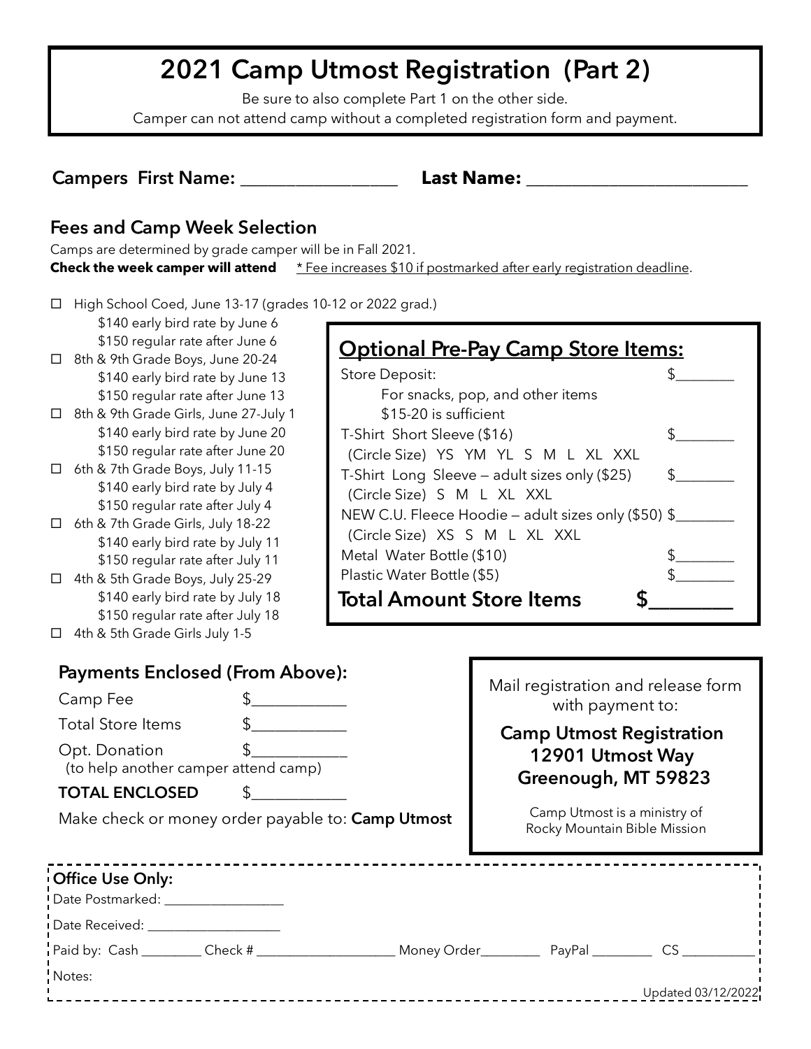# 2021 Camp Utmost Registration (Part 2)

Be sure to also complete Part 1 on the other side.
Camper can not attend camp without a completed registration form and payment.

**Campers First Name:** ________________ **Last Name:** ________________________

## Fees and Camp Week Selection

Camps are determined by grade camper will be in Fall 2021.

**Check the week camper will attend** * Fee increases $10 if postmarked after early registration deadline.

- ☐ High School Coed, June 13-17 (grades 10-12 or 2022 grad.)
  - $140 early bird rate by June 6
  - $150 regular rate after June 6
- ☐ 8th & 9th Grade Boys, June 20-24
  - $140 early bird rate by June 13
  - $150 regular rate after June 13
- ☐ 8th & 9th Grade Girls, June 27-July 1
  - $140 early bird rate by June 20
  - $150 regular rate after June 20
- ☐ 6th & 7th Grade Boys, July 11-15
  - $140 early bird rate by July 4
  - $150 regular rate after July 4
- ☐ 6th & 7th Grade Girls, July 18-22
  - $140 early bird rate by July 11
  - $150 regular rate after July 11
- ☐ 4th & 5th Grade Boys, July 25-29
  - $140 early bird rate by July 18
  - $150 regular rate after July 18
- ☐ 4th & 5th Grade Girls July 1-5

## Optional Pre-Pay Camp Store Items:

Store Deposit: $________
For snacks, pop, and other items
$15-20 is sufficient

T-Shirt Short Sleeve ($16) $________
(Circle Size) YS YM YL S M L XL XXL

T-Shirt Long Sleeve – adult sizes only ($25) $________
(Circle Size) S M L XL XXL

NEW C.U. Fleece Hoodie – adult sizes only ($50) $________
(Circle Size) XS S M L XL XXL

Metal Water Bottle ($10) $________

Plastic Water Bottle ($5) $________

**Total Amount Store Items $________**

## Payments Enclosed (From Above):

Camp Fee $____________

Total Store Items $____________

Opt. Donation $____________
(to help another camper attend camp)

**TOTAL ENCLOSED** $____________

Make check or money order payable to: **Camp Utmost**

Mail registration and release form with payment to:

**Camp Utmost Registration**
**12901 Utmost Way**
**Greenough, MT 59823**

Camp Utmost is a ministry of Rocky Mountain Bible Mission

**Office Use Only:**

Date Postmarked: ________________

Date Received: __________________

Paid by: Cash ________ Check # ____________________ Money Order________ PayPal ________ CS __________

Notes:

Updated 03/12/2022